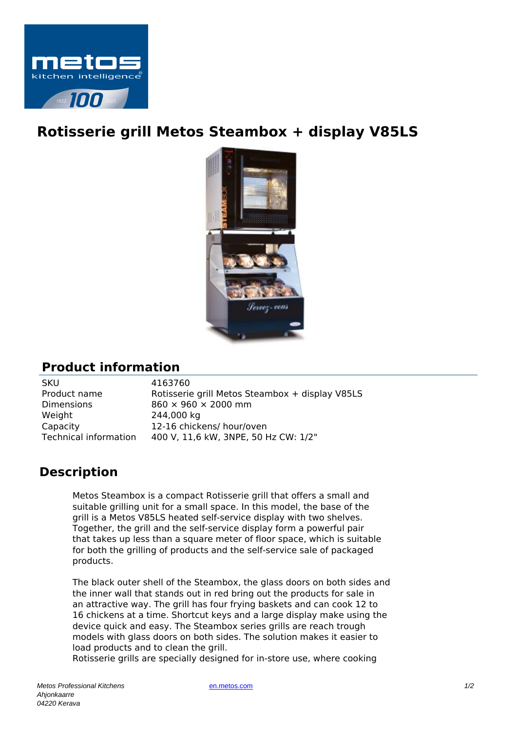# Rotisserie grill Metos Steambox + display V85LS

## Product information

| | |
|---|---|
| SKU | 4163760 |
| Product name | Rotisserie grill Metos Steambox + display V85LS |
| Dimensions | 860 × 960 × 2000 mm |
| Weight | 244,000 kg |
| Capacity | 12-16 chickens/ hour/oven |
| Technical information | 400 V, 11,6 kW, 3NPE, 50 Hz CW: 1/2" |

## Description

Metos Steambox is a compact Rotisserie grill that offers a small and suitable grilling unit for a small space. In this model, the base of the grill is a Metos V85LS heated self-service display with two shelves. Together, the grill and the self-service display form a powerful pair that takes up less than a square meter of floor space, which is suitable for both the grilling of products and the self-service sale of packaged products.

The black outer shell of the Steambox, the glass doors on both sides and the inner wall that stands out in red bring out the products for sale in an attractive way. The grill has four frying baskets and can cook 12 to 16 chickens at a time. Shortcut keys and a large display make using the device quick and easy. The Steambox series grills are reach trough models with glass doors on both sides. The solution makes it easier to load products and to clean the grill.
Rotisserie grills are specially designed for in-store use, where cooking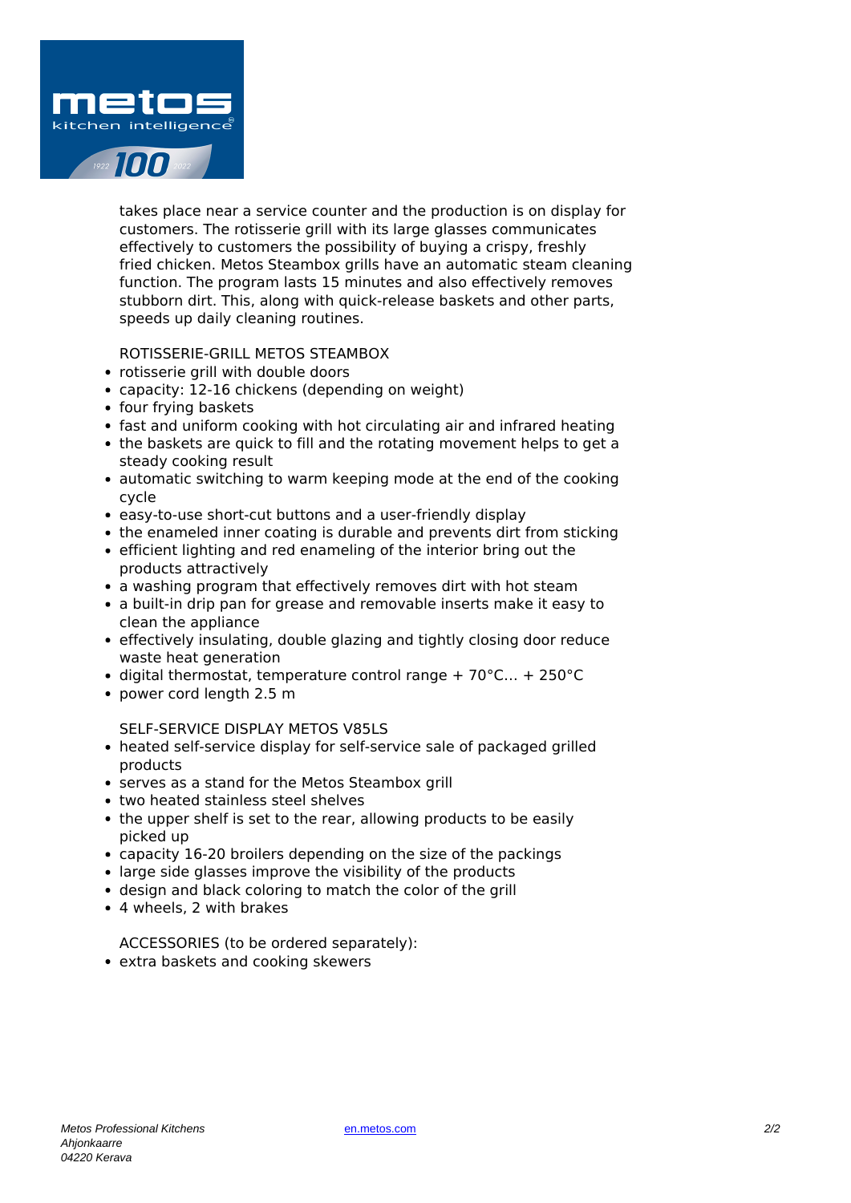takes place near a service counter and the production is on display for customers. The rotisserie grill with its large glasses communicates effectively to customers the possibility of buying a crispy, freshly fried chicken. Metos Steambox grills have an automatic steam cleaning function. The program lasts 15 minutes and also effectively removes stubborn dirt. This, along with quick-release baskets and other parts, speeds up daily cleaning routines.

ROTISSERIE-GRILL METOS STEAMBOX

- rotisserie grill with double doors
- capacity: 12-16 chickens (depending on weight)
- four frying baskets
- fast and uniform cooking with hot circulating air and infrared heating
- the baskets are quick to fill and the rotating movement helps to get a steady cooking result
- automatic switching to warm keeping mode at the end of the cooking cycle
- easy-to-use short-cut buttons and a user-friendly display
- the enameled inner coating is durable and prevents dirt from sticking
- efficient lighting and red enameling of the interior bring out the products attractively
- a washing program that effectively removes dirt with hot steam
- a built-in drip pan for grease and removable inserts make it easy to clean the appliance
- effectively insulating, double glazing and tightly closing door reduce waste heat generation
- digital thermostat, temperature control range + 70°C... + 250°C
- power cord length 2.5 m

SELF-SERVICE DISPLAY METOS V85LS

- heated self-service display for self-service sale of packaged grilled products
- serves as a stand for the Metos Steambox grill
- two heated stainless steel shelves
- the upper shelf is set to the rear, allowing products to be easily picked up
- capacity 16-20 broilers depending on the size of the packings
- large side glasses improve the visibility of the products
- design and black coloring to match the color of the grill
- 4 wheels, 2 with brakes

ACCESSORIES (to be ordered separately):

- extra baskets and cooking skewers